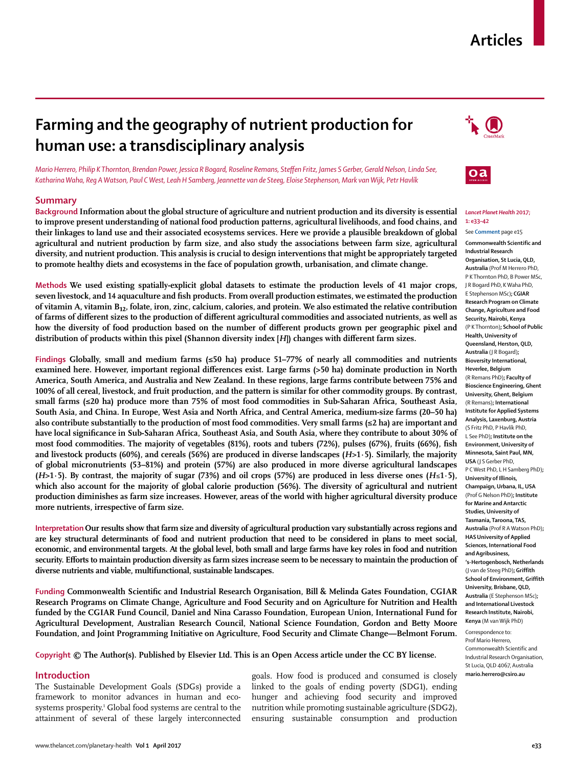Articles

# Farming and the geography of nutrient production for human use: a transdisciplinary analysis

*Mario Herrero, Philip K Thornton, Brendan Power, Jessica R Bogard, Roseline Remans, Steffen Fritz, James S Gerber, Gerald Nelson, Linda See, Katharina Waha, Reg A Watson, Paul C West, Leah H Samberg, Jeannette van de Steeg, Eloise Stephenson, Mark van Wijk, Petr Havlík*

## Summary

**Background** Information about the global structure of agriculture and nutrient production and its diversity is essential to improve present understanding of national food production patterns, agricultural livelihoods, and food chains, and their linkages to land use and their associated ecosystems services. Here we provide a plausible breakdown of global agricultural and nutrient production by farm size, and also study the associations between farm size, agricultural diversity, and nutrient production. This analysis is crucial to design interventions that might be appropriately targeted to promote healthy diets and ecosystems in the face of population growth, urbanisation, and climate change.

**Methods** We used existing spatially-explicit global datasets to estimate the production levels of 41 major crops, seven livestock, and 14 aquaculture and fish products. From overall production estimates, we estimated the production of vitamin A, vitamin $B_{12}$, folate, iron, zinc, calcium, calories, and protein. We also estimated the relative contribution of farms of different sizes to the production of different agricultural commodities and associated nutrients, as well as how the diversity of food production based on the number of different products grown per geographic pixel and distribution of products within this pixel (Shannon diversity index [$H$]) changes with different farm sizes.

**Findings** Globally, small and medium farms (≤50 ha) produce 51–77% of nearly all commodities and nutrients examined here. However, important regional differences exist. Large farms (>50 ha) dominate production in North America, South America, and Australia and New Zealand. In these regions, large farms contribute between 75% and 100% of all cereal, livestock, and fruit production, and the pattern is similar for other commodity groups. By contrast, small farms (≤20 ha) produce more than 75% of most food commodities in Sub-Saharan Africa, Southeast Asia, South Asia, and China. In Europe, West Asia and North Africa, and Central America, medium-size farms (20–50 ha) also contribute substantially to the production of most food commodities. Very small farms (≤2 ha) are important and have local significance in Sub-Saharan Africa, Southeast Asia, and South Asia, where they contribute to about 30% of most food commodities. The majority of vegetables (81%), roots and tubers (72%), pulses (67%), fruits (66%), fish and livestock products (60%), and cereals (56%) are produced in diverse landscapes ($H$>1·5). Similarly, the majority of global micronutrients (53–81%) and protein (57%) are also produced in more diverse agricultural landscapes ($H$>1·5). By contrast, the majority of sugar (73%) and oil crops (57%) are produced in less diverse ones ($H$≤1·5), which also account for the majority of global calorie production (56%). The diversity of agricultural and nutrient production diminishes as farm size increases. However, areas of the world with higher agricultural diversity produce more nutrients, irrespective of farm size.

**Interpretation** Our results show that farm size and diversity of agricultural production vary substantially across regions and are key structural determinants of food and nutrient production that need to be considered in plans to meet social, economic, and environmental targets. At the global level, both small and large farms have key roles in food and nutrition security. Efforts to maintain production diversity as farm sizes increase seem to be necessary to maintain the production of diverse nutrients and viable, multifunctional, sustainable landscapes.

**Funding** Commonwealth Scientific and Industrial Research Organisation, Bill & Melinda Gates Foundation, CGIAR Research Programs on Climate Change, Agriculture and Food Security and on Agriculture for Nutrition and Health funded by the CGIAR Fund Council, Daniel and Nina Carasso Foundation, European Union, International Fund for Agricultural Development, Australian Research Council, National Science Foundation, Gordon and Betty Moore Foundation, and Joint Programming Initiative on Agriculture, Food Security and Climate Change—Belmont Forum.

**Copyright** © The Author(s). Published by Elsevier Ltd. This is an Open Access article under the CC BY license.

*Lancet Planet Health* 2017; 1: e33–42

See **Comment** page e15

**Commonwealth Scientific and Industrial Research Organisation, St Lucia, QLD, Australia** (Prof M Herrero PhD, P K Thornton PhD, B Power MSc, J R Bogard PhD, K Waha PhD, E Stephenson MSc)**; CGIAR Research Program on Climate Change, Agriculture and Food Security, Nairobi, Kenya** (P K Thornton)**; School of Public Health, University of Queensland, Herston, QLD, Australia** (J R Bogard)**; Bioversity International, Heverlee, Belgium** (R Remans PhD)**; Faculty of Bioscience Engineering, Ghent University, Ghent, Belgium** (R Remans)**; International Institute for Applied Systems Analysis, Laxenburg, Austria** (S Fritz PhD, P Havlík PhD, L See PhD)**; Institute on the Environment, University of Minnesota, Saint Paul, MN, USA** (J S Gerber PhD, P C West PhD, L H Samberg PhD)**; University of Illinois, Champaign, Urbana, IL, USA** (Prof G Nelson PhD)**; Institute for Marine and Antarctic Studies, University of Tasmania, Taroona, TAS, Australia** (Prof R A Watson PhD)**; HAS University of Applied Sciences, International Food and Agribusiness, 's-Hertogenbosch, Netherlands** (J van de Steeg PhD)**; Griffith School of Environment, Griffith University, Brisbane, QLD, Australia** (E Stephenson MSc)**; and International Livestock Research Institute, Nairobi, Kenya** (M van Wijk PhD)

Correspondence to: Prof Mario Herrero, Commonwealth Scientific and Industrial Research Organisation, St Lucia, QLD 4067, Australia **mario.herrero@csiro.au**

## Introduction

The Sustainable Development Goals (SDGs) provide a framework to monitor advances in human and ecosystems prosperity.[1] Global food systems are central to the attainment of several of these largely interconnected goals. How food is produced and consumed is closely linked to the goals of ending poverty (SDG1), ending hunger and achieving food security and improved nutrition while promoting sustainable agriculture (SDG2), ensuring sustainable consumption and production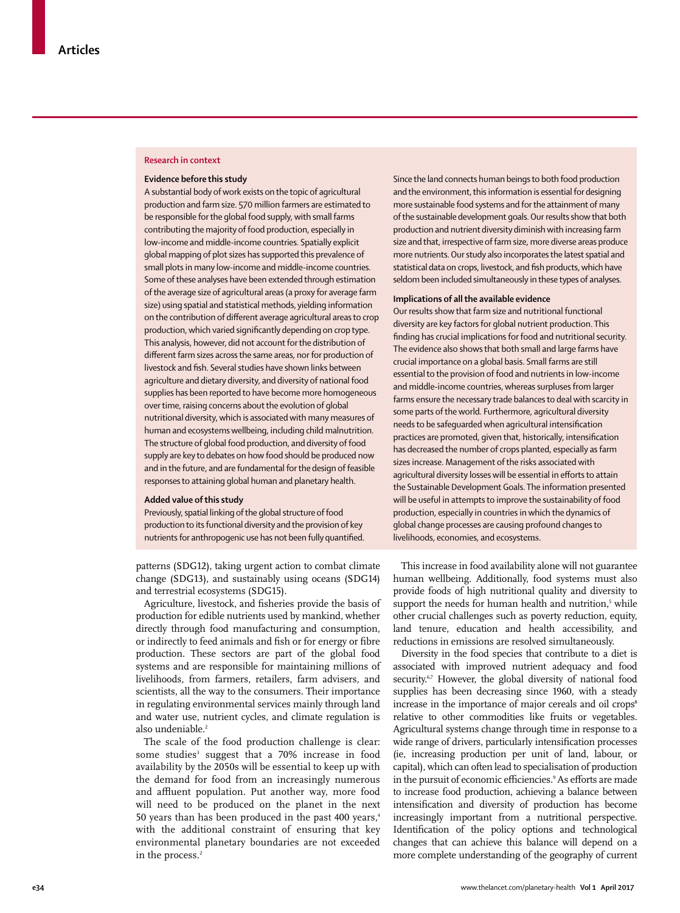### Research in context

#### Evidence before this study

A substantial body of work exists on the topic of agricultural production and farm size. 570 million farmers are estimated to be responsible for the global food supply, with small farms contributing the majority of food production, especially in low-income and middle-income countries. Spatially explicit global mapping of plot sizes has supported this prevalence of small plots in many low-income and middle-income countries. Some of these analyses have been extended through estimation of the average size of agricultural areas (a proxy for average farm size) using spatial and statistical methods, yielding information on the contribution of different average agricultural areas to crop production, which varied significantly depending on crop type. This analysis, however, did not account for the distribution of different farm sizes across the same areas, nor for production of livestock and fish. Several studies have shown links between agriculture and dietary diversity, and diversity of national food supplies has been reported to have become more homogeneous over time, raising concerns about the evolution of global nutritional diversity, which is associated with many measures of human and ecosystems wellbeing, including child malnutrition. The structure of global food production, and diversity of food supply are key to debates on how food should be produced now and in the future, and are fundamental for the design of feasible responses to attaining global human and planetary health.

#### Added value of this study

Previously, spatial linking of the global structure of food production to its functional diversity and the provision of key nutrients for anthropogenic use has not been fully quantified. Since the land connects human beings to both food production and the environment, this information is essential for designing more sustainable food systems and for the attainment of many of the sustainable development goals. Our results show that both production and nutrient diversity diminish with increasing farm size and that, irrespective of farm size, more diverse areas produce more nutrients. Our study also incorporates the latest spatial and statistical data on crops, livestock, and fish products, which have seldom been included simultaneously in these types of analyses.

#### Implications of all the available evidence

Our results show that farm size and nutritional functional diversity are key factors for global nutrient production. This finding has crucial implications for food and nutritional security. The evidence also shows that both small and large farms have crucial importance on a global basis. Small farms are still essential to the provision of food and nutrients in low-income and middle-income countries, whereas surpluses from larger farms ensure the necessary trade balances to deal with scarcity in some parts of the world. Furthermore, agricultural diversity needs to be safeguarded when agricultural intensification practices are promoted, given that, historically, intensification has decreased the number of crops planted, especially as farm sizes increase. Management of the risks associated with agricultural diversity losses will be essential in efforts to attain the Sustainable Development Goals. The information presented will be useful in attempts to improve the sustainability of food production, especially in countries in which the dynamics of global change processes are causing profound changes to livelihoods, economies, and ecosystems.

patterns (SDG12), taking urgent action to combat climate change (SDG13), and sustainably using oceans (SDG14) and terrestrial ecosystems (SDG15).

Agriculture, livestock, and fisheries provide the basis of production for edible nutrients used by mankind, whether directly through food manufacturing and consumption, or indirectly to feed animals and fish or for energy or fibre production. These sectors are part of the global food systems and are responsible for maintaining millions of livelihoods, from farmers, retailers, farm advisers, and scientists, all the way to the consumers. Their importance in regulating environmental services mainly through land and water use, nutrient cycles, and climate regulation is also undeniable.[2]

The scale of the food production challenge is clear: some studies[3] suggest that a 70% increase in food availability by the 2050s will be essential to keep up with the demand for food from an increasingly numerous and affluent population. Put another way, more food will need to be produced on the planet in the next 50 years than has been produced in the past 400 years,[4] with the additional constraint of ensuring that key environmental planetary boundaries are not exceeded in the process.[2]

This increase in food availability alone will not guarantee human wellbeing. Additionally, food systems must also provide foods of high nutritional quality and diversity to support the needs for human health and nutrition,[5] while other crucial challenges such as poverty reduction, equity, land tenure, education and health accessibility, and reductions in emissions are resolved simultaneously.

Diversity in the food species that contribute to a diet is associated with improved nutrient adequacy and food security.[6,7] However, the global diversity of national food supplies has been decreasing since 1960, with a steady increase in the importance of major cereals and oil crops[8] relative to other commodities like fruits or vegetables. Agricultural systems change through time in response to a wide range of drivers, particularly intensification processes (ie, increasing production per unit of land, labour, or capital), which can often lead to specialisation of production in the pursuit of economic efficiencies.[9] As efforts are made to increase food production, achieving a balance between intensification and diversity of production has become increasingly important from a nutritional perspective. Identification of the policy options and technological changes that can achieve this balance will depend on a more complete understanding of the geography of current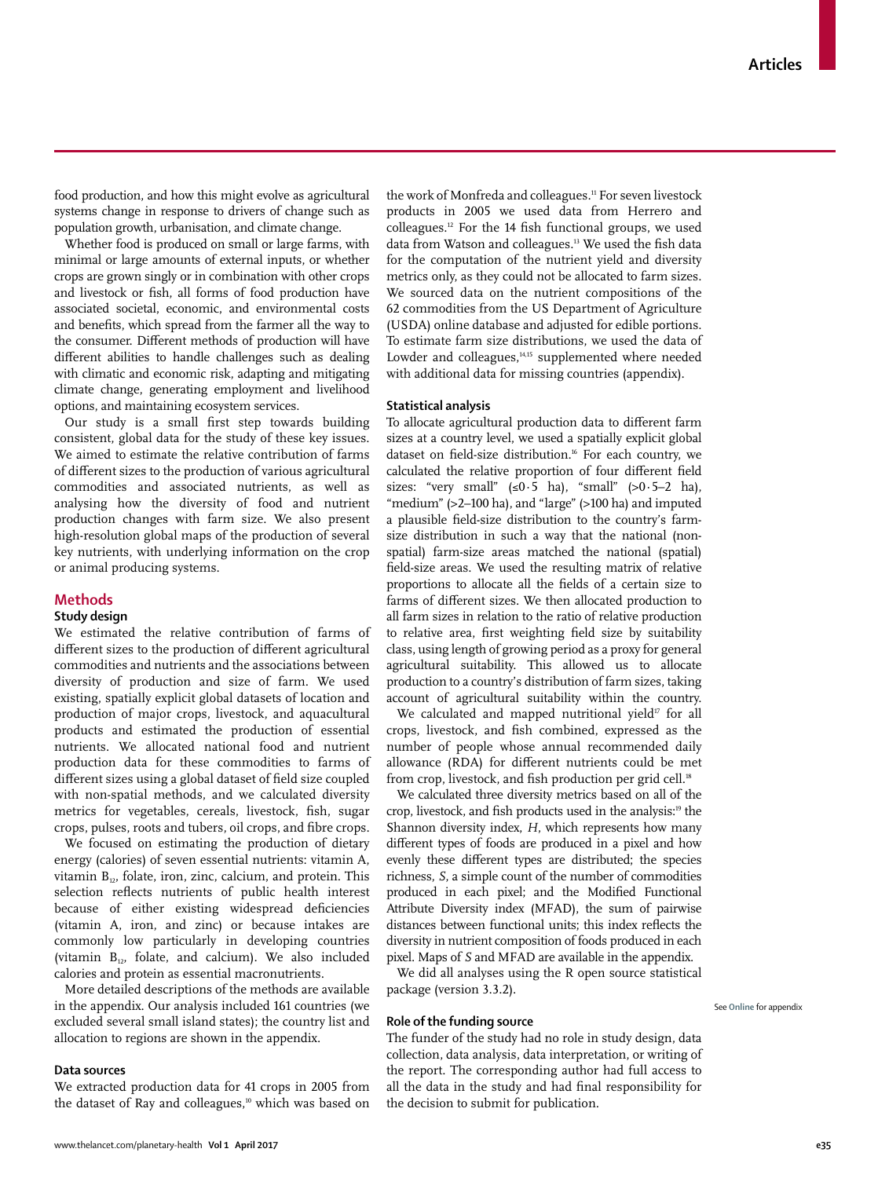food production, and how this might evolve as agricultural systems change in response to drivers of change such as population growth, urbanisation, and climate change.

Whether food is produced on small or large farms, with minimal or large amounts of external inputs, or whether crops are grown singly or in combination with other crops and livestock or fish, all forms of food production have associated societal, economic, and environmental costs and benefits, which spread from the farmer all the way to the consumer. Different methods of production will have different abilities to handle challenges such as dealing with climatic and economic risk, adapting and mitigating climate change, generating employment and livelihood options, and maintaining ecosystem services.

Our study is a small first step towards building consistent, global data for the study of these key issues. We aimed to estimate the relative contribution of farms of different sizes to the production of various agricultural commodities and associated nutrients, as well as analysing how the diversity of food and nutrient production changes with farm size. We also present high-resolution global maps of the production of several key nutrients, with underlying information on the crop or animal producing systems.

## Methods

### Study design

We estimated the relative contribution of farms of different sizes to the production of different agricultural commodities and nutrients and the associations between diversity of production and size of farm. We used existing, spatially explicit global datasets of location and production of major crops, livestock, and aquacultural products and estimated the production of essential nutrients. We allocated national food and nutrient production data for these commodities to farms of different sizes using a global dataset of field size coupled with non-spatial methods, and we calculated diversity metrics for vegetables, cereals, livestock, fish, sugar crops, pulses, roots and tubers, oil crops, and fibre crops.

We focused on estimating the production of dietary energy (calories) of seven essential nutrients: vitamin A, vitamin $B_{12}$, folate, iron, zinc, calcium, and protein. This selection reflects nutrients of public health interest because of either existing widespread deficiencies (vitamin A, iron, and zinc) or because intakes are commonly low particularly in developing countries (vitamin $B_{12}$, folate, and calcium). We also included calories and protein as essential macronutrients.

More detailed descriptions of the methods are available in the appendix. Our analysis included 161 countries (we excluded several small island states); the country list and allocation to regions are shown in the appendix.

### Data sources

We extracted production data for 41 crops in 2005 from the dataset of Ray and colleagues,[10] which was based on the work of Monfreda and colleagues.[11] For seven livestock products in 2005 we used data from Herrero and colleagues.[12] For the 14 fish functional groups, we used data from Watson and colleagues.[13] We used the fish data for the computation of the nutrient yield and diversity metrics only, as they could not be allocated to farm sizes. We sourced data on the nutrient compositions of the 62 commodities from the US Department of Agriculture (USDA) online database and adjusted for edible portions. To estimate farm size distributions, we used the data of Lowder and colleagues,[14,15] supplemented where needed with additional data for missing countries (appendix).

### Statistical analysis

To allocate agricultural production data to different farm sizes at a country level, we used a spatially explicit global dataset on field-size distribution.[16] For each country, we calculated the relative proportion of four different field sizes: "very small" (≤0·5 ha), "small" (>0·5–2 ha), "medium" (>2–100 ha), and "large" (>100 ha) and imputed a plausible field-size distribution to the country's farm-size distribution in such a way that the national (non-spatial) farm-size areas matched the national (spatial) field-size areas. We used the resulting matrix of relative proportions to allocate all the fields of a certain size to farms of different sizes. We then allocated production to all farm sizes in relation to the ratio of relative production to relative area, first weighting field size by suitability class, using length of growing period as a proxy for general agricultural suitability. This allowed us to allocate production to a country's distribution of farm sizes, taking account of agricultural suitability within the country.

We calculated and mapped nutritional yield[17] for all crops, livestock, and fish combined, expressed as the number of people whose annual recommended daily allowance (RDA) for different nutrients could be met from crop, livestock, and fish production per grid cell.[18]

We calculated three diversity metrics based on all of the crop, livestock, and fish products used in the analysis:[19] the Shannon diversity index, *H*, which represents how many different types of foods are produced in a pixel and how evenly these different types are distributed; the species richness, *S*, a simple count of the number of commodities produced in each pixel; and the Modified Functional Attribute Diversity index (MFAD), the sum of pairwise distances between functional units; this index reflects the diversity in nutrient composition of foods produced in each pixel. Maps of *S* and MFAD are available in the appendix.

We did all analyses using the R open source statistical package (version 3.3.2).

See Online for appendix

### Role of the funding source

The funder of the study had no role in study design, data collection, data analysis, data interpretation, or writing of the report. The corresponding author had full access to all the data in the study and had final responsibility for the decision to submit for publication.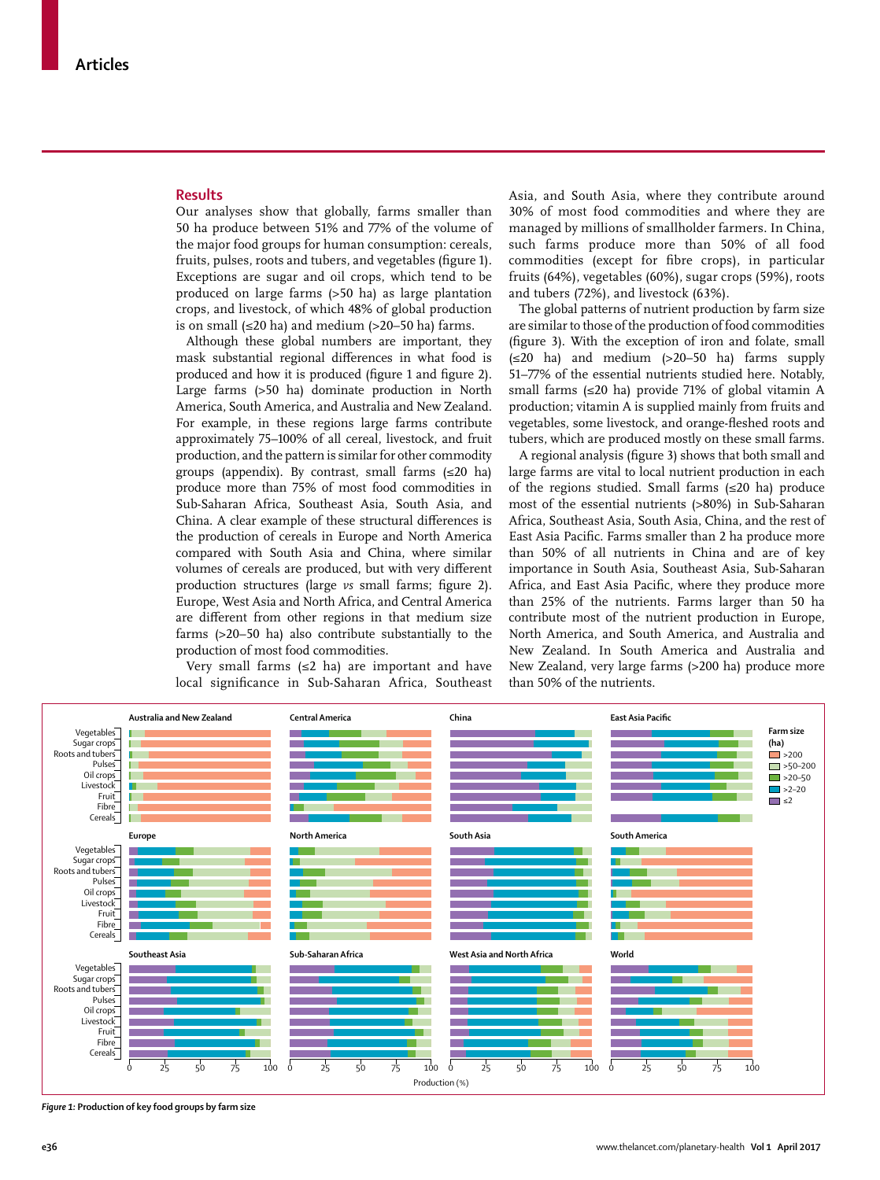## Results

Our analyses show that globally, farms smaller than 50 ha produce between 51% and 77% of the volume of the major food groups for human consumption: cereals, fruits, pulses, roots and tubers, and vegetables (figure 1). Exceptions are sugar and oil crops, which tend to be produced on large farms (>50 ha) as large plantation crops, and livestock, of which 48% of global production is on small (≤20 ha) and medium (>20–50 ha) farms.

Although these global numbers are important, they mask substantial regional differences in what food is produced and how it is produced (figure 1 and figure 2). Large farms (>50 ha) dominate production in North America, South America, and Australia and New Zealand. For example, in these regions large farms contribute approximately 75–100% of all cereal, livestock, and fruit production, and the pattern is similar for other commodity groups (appendix). By contrast, small farms (≤20 ha) produce more than 75% of most food commodities in Sub-Saharan Africa, Southeast Asia, South Asia, and China. A clear example of these structural differences is the production of cereals in Europe and North America compared with South Asia and China, where similar volumes of cereals are produced, but with very different production structures (large *vs* small farms; figure 2). Europe, West Asia and North Africa, and Central America are different from other regions in that medium size farms (>20–50 ha) also contribute substantially to the production of most food commodities.

Very small farms (≤2 ha) are important and have local significance in Sub-Saharan Africa, Southeast Asia, and South Asia, where they contribute around 30% of most food commodities and where they are managed by millions of smallholder farmers. In China, such farms produce more than 50% of all food commodities (except for fibre crops), in particular fruits (64%), vegetables (60%), sugar crops (59%), roots and tubers (72%), and livestock (63%).

The global patterns of nutrient production by farm size are similar to those of the production of food commodities (figure 3). With the exception of iron and folate, small (≤20 ha) and medium (>20–50 ha) farms supply 51–77% of the essential nutrients studied here. Notably, small farms (≤20 ha) provide 71% of global vitamin A production; vitamin A is supplied mainly from fruits and vegetables, some livestock, and orange-fleshed roots and tubers, which are produced mostly on these small farms.

A regional analysis (figure 3) shows that both small and large farms are vital to local nutrient production in each of the regions studied. Small farms (≤20 ha) produce most of the essential nutrients (>80%) in Sub-Saharan Africa, Southeast Asia, South Asia, China, and the rest of East Asia Pacific. Farms smaller than 2 ha produce more than 50% of all nutrients in China and are of key importance in South Asia, Southeast Asia, Sub-Saharan Africa, and East Asia Pacific, where they produce more than 25% of the nutrients. Farms larger than 50 ha contribute most of the nutrient production in Europe, North America, and South America, and Australia and New Zealand. In South America and Australia and New Zealand, very large farms (>200 ha) produce more than 50% of the nutrients.

***Figure 1:* Production of key food groups by farm size**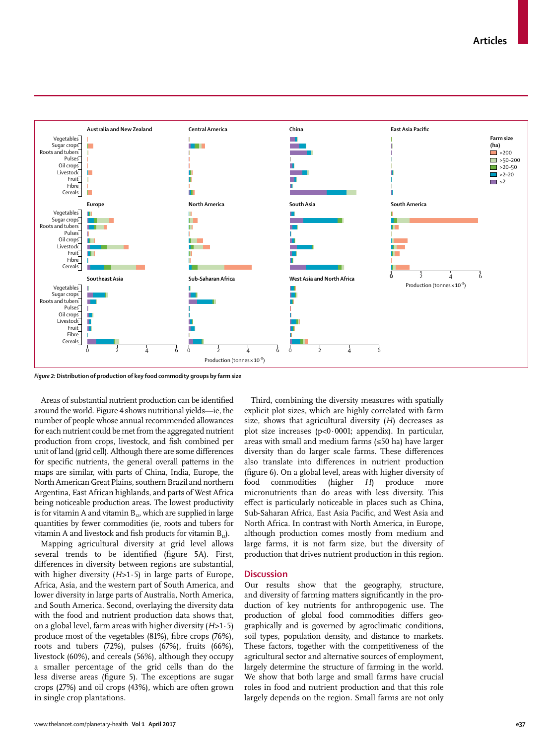Figure 2: Distribution of production of key food commodity groups by farm size

Areas of substantial nutrient production can be identified around the world. Figure 4 shows nutritional yields—ie, the number of people whose annual recommended allowances for each nutrient could be met from the aggregated nutrient production from crops, livestock, and fish combined per unit of land (grid cell). Although there are some differences for specific nutrients, the general overall patterns in the maps are similar, with parts of China, India, Europe, the North American Great Plains, southern Brazil and northern Argentina, East African highlands, and parts of West Africa being noticeable production areas. The lowest productivity is for vitamin A and vitamin $B_{12}$, which are supplied in large quantities by fewer commodities (ie, roots and tubers for vitamin A and livestock and fish products for vitamin $B_{12}$).

Mapping agricultural diversity at grid level allows several trends to be identified (figure 5A). First, differences in diversity between regions are substantial, with higher diversity ($H$>1·5) in large parts of Europe, Africa, Asia, and the western part of South America, and lower diversity in large parts of Australia, North America, and South America. Second, overlaying the diversity data with the food and nutrient production data shows that, on a global level, farm areas with higher diversity ($H$>1·5) produce most of the vegetables (81%), fibre crops (76%), roots and tubers (72%), pulses (67%), fruits (66%), livestock (60%), and cereals (56%), although they occupy a smaller percentage of the grid cells than do the less diverse areas (figure 5). The exceptions are sugar crops (27%) and oil crops (43%), which are often grown in single crop plantations.

Third, combining the diversity measures with spatially explicit plot sizes, which are highly correlated with farm size, shows that agricultural diversity ($H$) decreases as plot size increases (p<0·0001; appendix). In particular, areas with small and medium farms (≤50 ha) have larger diversity than do larger scale farms. These differences also translate into differences in nutrient production (figure 6). On a global level, areas with higher diversity of food commodities (higher $H$) produce more micronutrients than do areas with less diversity. This effect is particularly noticeable in places such as China, Sub-Saharan Africa, East Asia Pacific, and West Asia and North Africa. In contrast with North America, in Europe, although production comes mostly from medium and large farms, it is not farm size, but the diversity of production that drives nutrient production in this region.

## Discussion

Our results show that the geography, structure, and diversity of farming matters significantly in the production of key nutrients for anthropogenic use. The production of global food commodities differs geographically and is governed by agroclimatic conditions, soil types, population density, and distance to markets. These factors, together with the competitiveness of the agricultural sector and alternative sources of employment, largely determine the structure of farming in the world. We show that both large and small farms have crucial roles in food and nutrient production and that this role largely depends on the region. Small farms are not only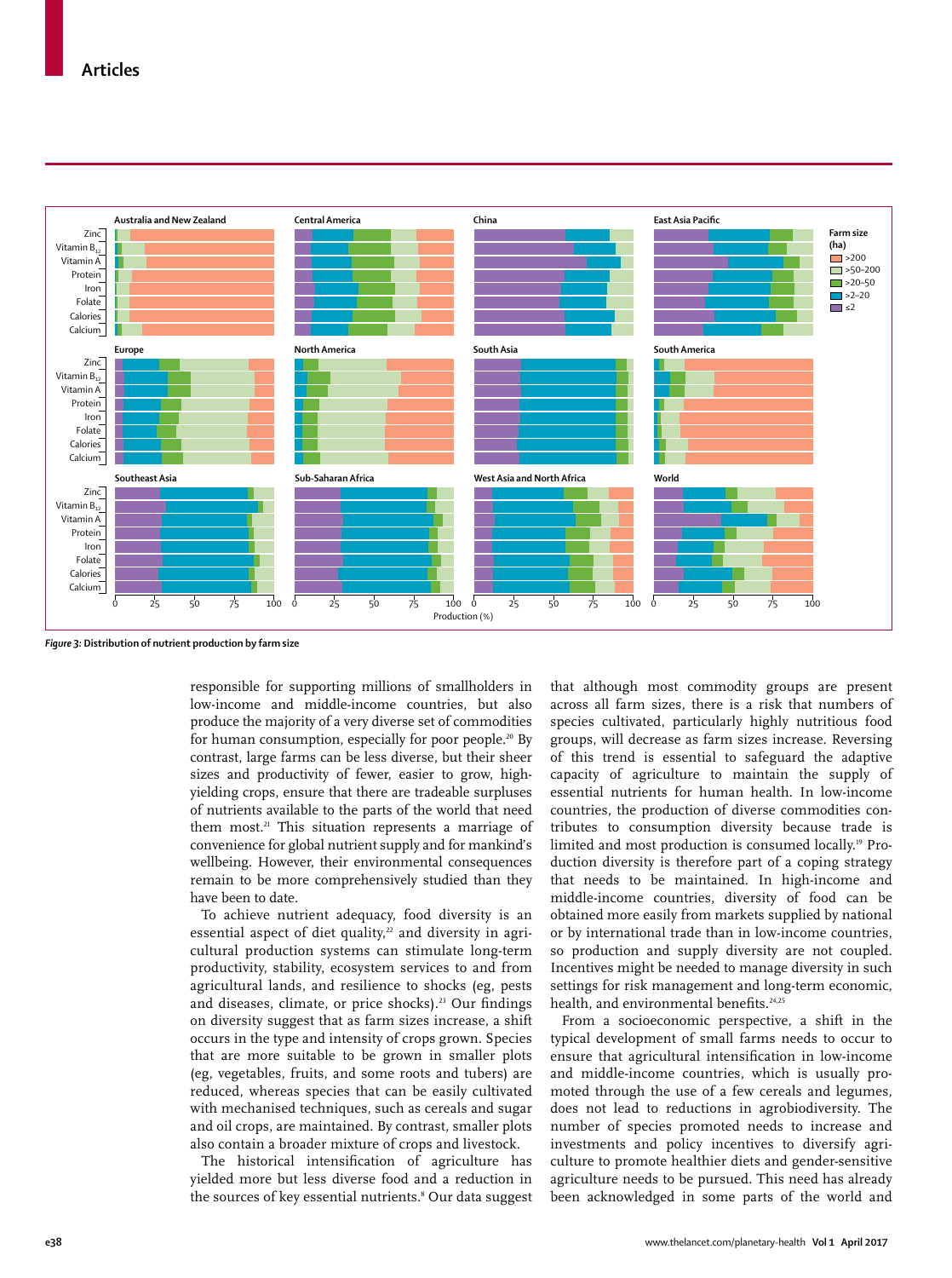Figure 3: Distribution of nutrient production by farm size

responsible for supporting millions of smallholders in low-income and middle-income countries, but also produce the majority of a very diverse set of commodities for human consumption, especially for poor people.[20] By contrast, large farms can be less diverse, but their sheer sizes and productivity of fewer, easier to grow, high-yielding crops, ensure that there are tradeable surpluses of nutrients available to the parts of the world that need them most.[21] This situation represents a marriage of convenience for global nutrient supply and for mankind's wellbeing. However, their environmental consequences remain to be more comprehensively studied than they have been to date.

To achieve nutrient adequacy, food diversity is an essential aspect of diet quality,[22] and diversity in agricultural production systems can stimulate long-term productivity, stability, ecosystem services to and from agricultural lands, and resilience to shocks (eg, pests and diseases, climate, or price shocks).[23] Our findings on diversity suggest that as farm sizes increase, a shift occurs in the type and intensity of crops grown. Species that are more suitable to be grown in smaller plots (eg, vegetables, fruits, and some roots and tubers) are reduced, whereas species that can be easily cultivated with mechanised techniques, such as cereals and sugar and oil crops, are maintained. By contrast, smaller plots also contain a broader mixture of crops and livestock.

The historical intensification of agriculture has yielded more but less diverse food and a reduction in the sources of key essential nutrients.[8] Our data suggest that although most commodity groups are present across all farm sizes, there is a risk that numbers of species cultivated, particularly highly nutritious food groups, will decrease as farm sizes increase. Reversing of this trend is essential to safeguard the adaptive capacity of agriculture to maintain the supply of essential nutrients for human health. In low-income countries, the production of diverse commodities contributes to consumption diversity because trade is limited and most production is consumed locally.[19] Production diversity is therefore part of a coping strategy that needs to be maintained. In high-income and middle-income countries, diversity of food can be obtained more easily from markets supplied by national or by international trade than in low-income countries, so production and supply diversity are not coupled. Incentives might be needed to manage diversity in such settings for risk management and long-term economic, health, and environmental benefits.[24,25]

From a socioeconomic perspective, a shift in the typical development of small farms needs to occur to ensure that agricultural intensification in low-income and middle-income countries, which is usually promoted through the use of a few cereals and legumes, does not lead to reductions in agrobiodiversity. The number of species promoted needs to increase and investments and policy incentives to diversify agriculture to promote healthier diets and gender-sensitive agriculture needs to be pursued. This need has already been acknowledged in some parts of the world and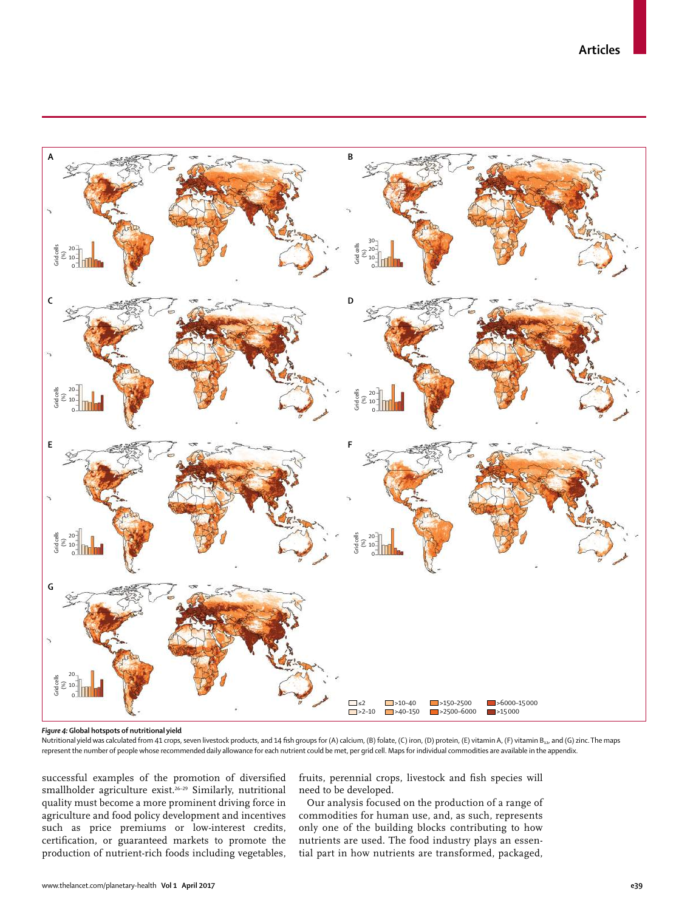*Figure 4:* **Global hotspots of nutritional yield**

Nutritional yield was calculated from 41 crops, seven livestock products, and 14 fish groups for (A) calcium, (B) folate, (C) iron, (D) protein, (E) vitamin A, (F) vitamin $B_{12}$, and (G) zinc. The maps represent the number of people whose recommended daily allowance for each nutrient could be met, per grid cell. Maps for individual commodities are available in the appendix.

successful examples of the promotion of diversified smallholder agriculture exist.[26–29] Similarly, nutritional quality must become a more prominent driving force in agriculture and food policy development and incentives such as price premiums or low-interest credits, certification, or guaranteed markets to promote the production of nutrient-rich foods including vegetables, fruits, perennial crops, livestock and fish species will need to be developed.

Our analysis focused on the production of a range of commodities for human use, and, as such, represents only one of the building blocks contributing to how nutrients are used. The food industry plays an essential part in how nutrients are transformed, packaged,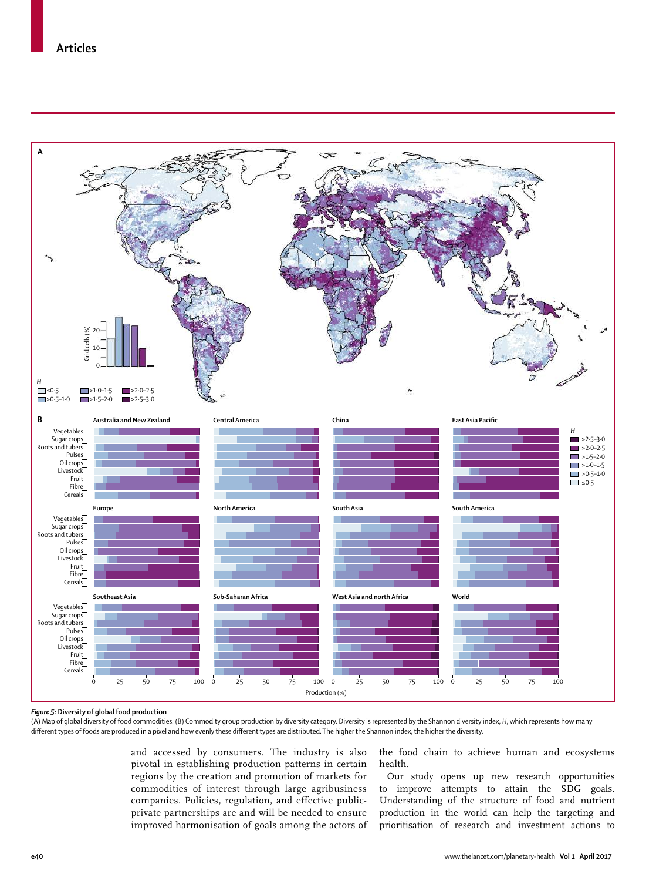*Figure 5:* **Diversity of global food production**

(A) Map of global diversity of food commodities. (B) Commodity group production by diversity category. Diversity is represented by the Shannon diversity index, *H*, which represents how many different types of foods are produced in a pixel and how evenly these different types are distributed. The higher the Shannon index, the higher the diversity.

and accessed by consumers. The industry is also pivotal in establishing production patterns in certain regions by the creation and promotion of markets for commodities of interest through large agribusiness companies. Policies, regulation, and effective public-private partnerships are and will be needed to ensure improved harmonisation of goals among the actors of the food chain to achieve human and ecosystems health.

Our study opens up new research opportunities to improve attempts to attain the SDG goals. Understanding of the structure of food and nutrient production in the world can help the targeting and prioritisation of research and investment actions to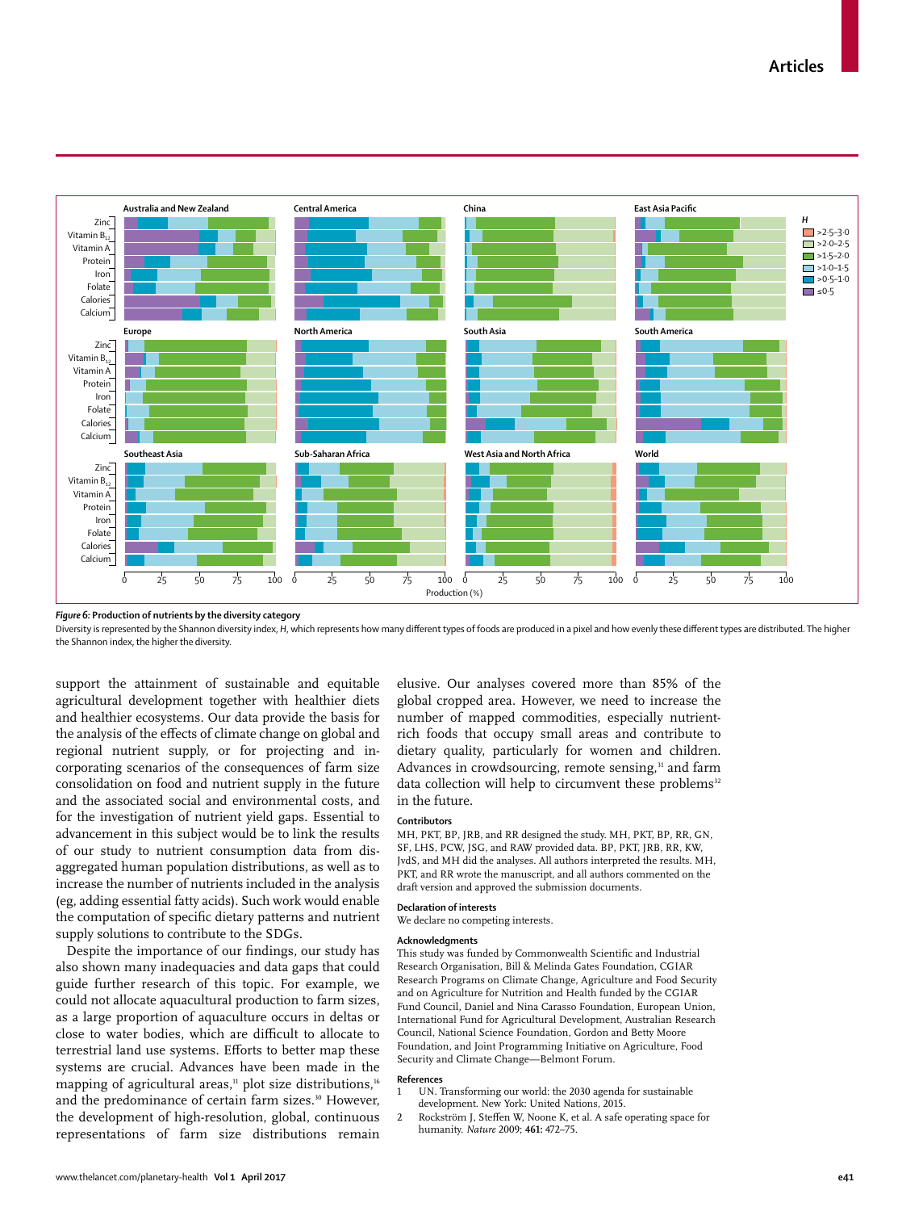*Figure 6:* **Production of nutrients by the diversity category**

Diversity is represented by the Shannon diversity index, *H*, which represents how many different types of foods are produced in a pixel and how evenly these different types are distributed. The higher the Shannon index, the higher the diversity.

support the attainment of sustainable and equitable agricultural development together with healthier diets and healthier ecosystems. Our data provide the basis for the analysis of the effects of climate change on global and regional nutrient supply, or for projecting and incorporating scenarios of the consequences of farm size consolidation on food and nutrient supply in the future and the associated social and environmental costs, and for the investigation of nutrient yield gaps. Essential to advancement in this subject would be to link the results of our study to nutrient consumption data from disaggregated human population distributions, as well as to increase the number of nutrients included in the analysis (eg, adding essential fatty acids). Such work would enable the computation of specific dietary patterns and nutrient supply solutions to contribute to the SDGs.

Despite the importance of our findings, our study has also shown many inadequacies and data gaps that could guide further research of this topic. For example, we could not allocate aquacultural production to farm sizes, as a large proportion of aquaculture occurs in deltas or close to water bodies, which are difficult to allocate to terrestrial land use systems. Efforts to better map these systems are crucial. Advances have been made in the mapping of agricultural areas,[11] plot size distributions,[16] and the predominance of certain farm sizes.[30] However, the development of high-resolution, global, continuous representations of farm size distributions remain elusive. Our analyses covered more than 85% of the global cropped area. However, we need to increase the number of mapped commodities, especially nutrient-rich foods that occupy small areas and contribute to dietary quality, particularly for women and children. Advances in crowdsourcing, remote sensing,[31] and farm data collection will help to circumvent these problems[32] in the future.

### Contributors

MH, PKT, BP, JRB, and RR designed the study. MH, PKT, BP, RR, GN, SF, LHS, PCW, JSG, and RAW provided data. BP, PKT, JRB, RR, KW, JvdS, and MH did the analyses. All authors interpreted the results. MH, PKT, and RR wrote the manuscript, and all authors commented on the draft version and approved the submission documents.

### Declaration of interests

We declare no competing interests.

### Acknowledgments

This study was funded by Commonwealth Scientific and Industrial Research Organisation, Bill & Melinda Gates Foundation, CGIAR Research Programs on Climate Change, Agriculture and Food Security and on Agriculture for Nutrition and Health funded by the CGIAR Fund Council, Daniel and Nina Carasso Foundation, European Union, International Fund for Agricultural Development, Australian Research Council, National Science Foundation, Gordon and Betty Moore Foundation, and Joint Programming Initiative on Agriculture, Food Security and Climate Change—Belmont Forum.

### References

1. UN. Transforming our world: the 2030 agenda for sustainable development. New York: United Nations, 2015.
2. Rockström J, Steffen W, Noone K, et al. A safe operating space for humanity. *Nature* 2009; **461:** 472–75.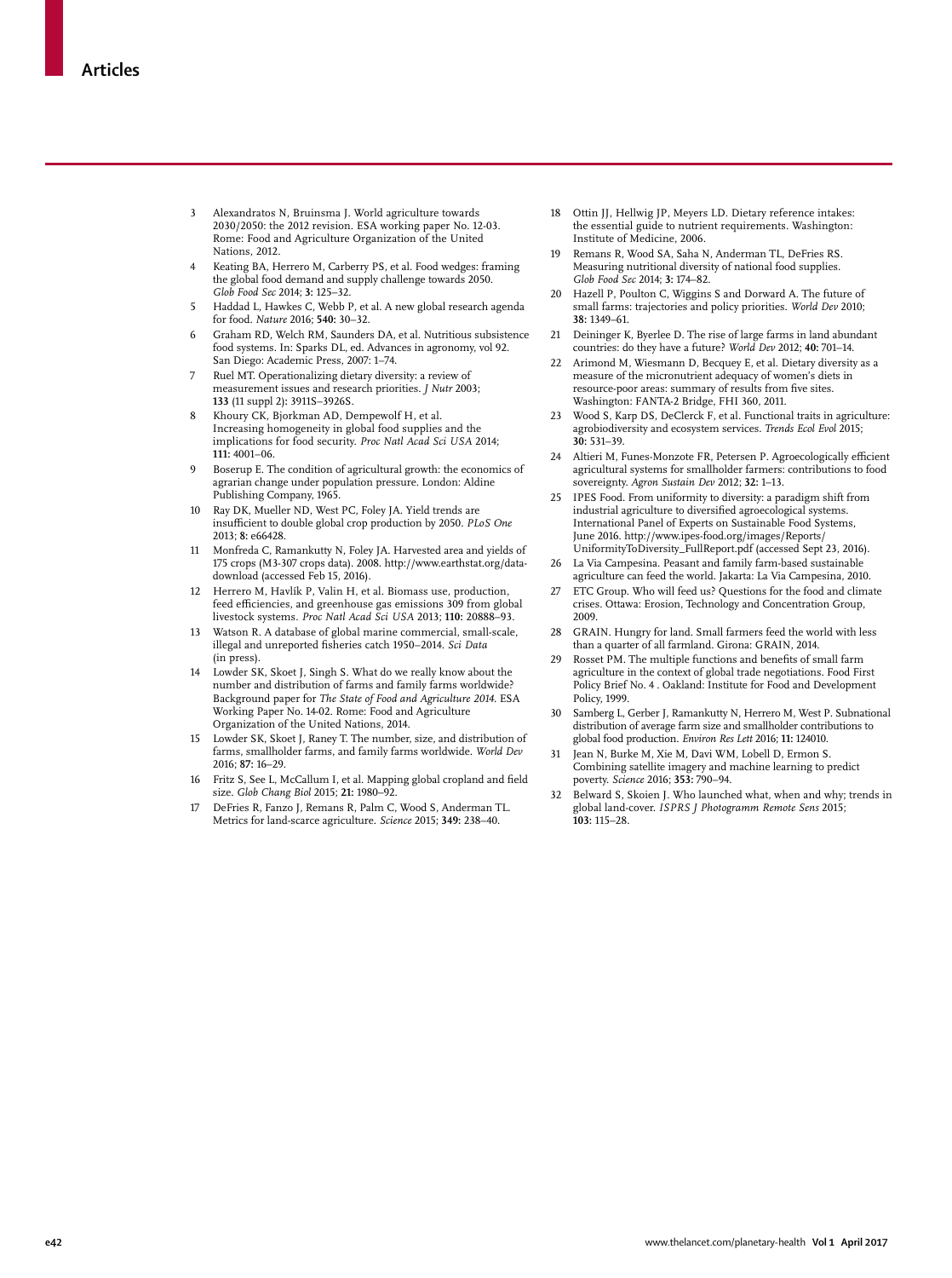3 Alexandratos N, Bruinsma J. World agriculture towards 2030/2050: the 2012 revision. ESA working paper No. 12-03. Rome: Food and Agriculture Organization of the United Nations, 2012.

4 Keating BA, Herrero M, Carberry PS, et al. Food wedges: framing the global food demand and supply challenge towards 2050. *Glob Food Sec* 2014; **3:** 125–32.

5 Haddad L, Hawkes C, Webb P, et al. A new global research agenda for food. *Nature* 2016; **540:** 30–32.

6 Graham RD, Welch RM, Saunders DA, et al. Nutritious subsistence food systems. In: Sparks DL, ed. Advances in agronomy, vol 92. San Diego: Academic Press, 2007: 1–74.

7 Ruel MT. Operationalizing dietary diversity: a review of measurement issues and research priorities. *J Nutr* 2003; **133** (11 suppl 2)**:** 3911S–3926S.

8 Khoury CK, Bjorkman AD, Dempewolf H, et al. Increasing homogeneity in global food supplies and the implications for food security. *Proc Natl Acad Sci USA* 2014; **111:** 4001–06.

9 Boserup E. The condition of agricultural growth: the economics of agrarian change under population pressure. London: Aldine Publishing Company, 1965.

10 Ray DK, Mueller ND, West PC, Foley JA. Yield trends are insufficient to double global crop production by 2050. *PLoS One* 2013; **8:** e66428.

11 Monfreda C, Ramankutty N, Foley JA. Harvested area and yields of 175 crops (M3-307 crops data). 2008. http://www.earthstat.org/data-download (accessed Feb 15, 2016).

12 Herrero M, Havlík P, Valin H, et al. Biomass use, production, feed efficiencies, and greenhouse gas emissions 309 from global livestock systems. *Proc Natl Acad Sci USA* 2013; **110:** 20888–93.

13 Watson R. A database of global marine commercial, small-scale, illegal and unreported fisheries catch 1950–2014. *Sci Data* (in press).

14 Lowder SK, Skoet J, Singh S. What do we really know about the number and distribution of farms and family farms worldwide? Background paper for *The State of Food and Agriculture 2014*. ESA Working Paper No. 14-02. Rome: Food and Agriculture Organization of the United Nations, 2014.

15 Lowder SK, Skoet J, Raney T. The number, size, and distribution of farms, smallholder farms, and family farms worldwide. *World Dev* 2016; **87:** 16–29.

16 Fritz S, See L, McCallum I, et al. Mapping global cropland and field size. *Glob Chang Biol* 2015; **21:** 1980–92.

17 DeFries R, Fanzo J, Remans R, Palm C, Wood S, Anderman TL. Metrics for land-scarce agriculture. *Science* 2015; **349:** 238–40.

18 Ottin JJ, Hellwig JP, Meyers LD. Dietary reference intakes: the essential guide to nutrient requirements. Washington: Institute of Medicine, 2006.

19 Remans R, Wood SA, Saha N, Anderman TL, DeFries RS. Measuring nutritional diversity of national food supplies. *Glob Food Sec* 2014; **3:** 174–82.

20 Hazell P, Poulton C, Wiggins S and Dorward A. The future of small farms: trajectories and policy priorities. *World Dev* 2010; **38:** 1349–61.

21 Deininger K, Byerlee D. The rise of large farms in land abundant countries: do they have a future? *World Dev* 2012; **40:** 701–14.

22 Arimond M, Wiesmann D, Becquey E, et al. Dietary diversity as a measure of the micronutrient adequacy of women's diets in resource-poor areas: summary of results from five sites. Washington: FANTA-2 Bridge, FHI 360, 2011.

23 Wood S, Karp DS, DeClerck F, et al. Functional traits in agriculture: agrobiodiversity and ecosystem services. *Trends Ecol Evol* 2015; **30:** 531–39.

24 Altieri M, Funes-Monzote FR, Petersen P. Agroecologically efficient agricultural systems for smallholder farmers: contributions to food sovereignty. *Agron Sustain Dev* 2012; **32:** 1–13.

25 IPES Food. From uniformity to diversity: a paradigm shift from industrial agriculture to diversified agroecological systems. International Panel of Experts on Sustainable Food Systems, June 2016. http://www.ipes-food.org/images/Reports/UniformityToDiversity_FullReport.pdf (accessed Sept 23, 2016).

26 La Via Campesina. Peasant and family farm-based sustainable agriculture can feed the world. Jakarta: La Via Campesina, 2010.

27 ETC Group. Who will feed us? Questions for the food and climate crises. Ottawa: Erosion, Technology and Concentration Group, 2009.

28 GRAIN. Hungry for land. Small farmers feed the world with less than a quarter of all farmland. Girona: GRAIN, 2014.

29 Rosset PM. The multiple functions and benefits of small farm agriculture in the context of global trade negotiations. Food First Policy Brief No. 4 . Oakland: Institute for Food and Development Policy, 1999.

30 Samberg L, Gerber J, Ramankutty N, Herrero M, West P. Subnational distribution of average farm size and smallholder contributions to global food production. *Environ Res Lett* 2016; **11:** 124010.

31 Jean N, Burke M, Xie M, Davi WM, Lobell D, Ermon S. Combining satellite imagery and machine learning to predict poverty. *Science* 2016; **353:** 790–94.

32 Belward S, Skoien J. Who launched what, when and why; trends in global land-cover. *ISPRS J Photogramm Remote Sens* 2015; **103:** 115–28.